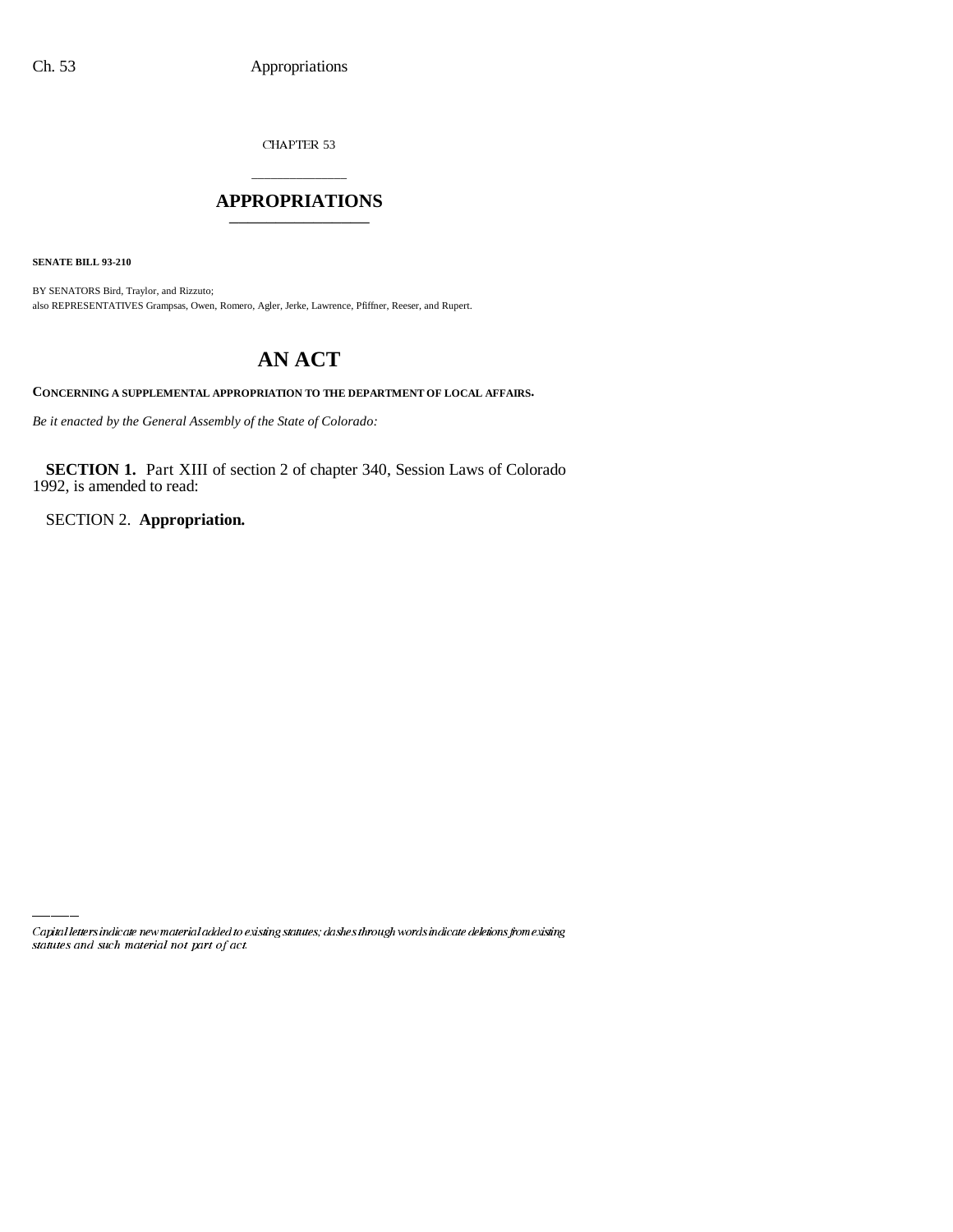CHAPTER 53

# APPROPRIATIONS

**SENATE BILL 93-210**

BY SENATORS Bird, Traylor, and Rizzuto;
also REPRESENTATIVES Grampsas, Owen, Romero, Agler, Jerke, Lawrence, Pfiffner, Reeser, and Rupert.

# AN ACT

**CONCERNING A SUPPLEMENTAL APPROPRIATION TO THE DEPARTMENT OF LOCAL AFFAIRS.**

*Be it enacted by the General Assembly of the State of Colorado:*

**SECTION 1.** Part XIII of section 2 of chapter 340, Session Laws of Colorado 1992, is amended to read:

SECTION 2. **Appropriation.**

*Capital letters indicate new material added to existing statutes; dashes through words indicate deletions from existing statutes and such material not part of act.*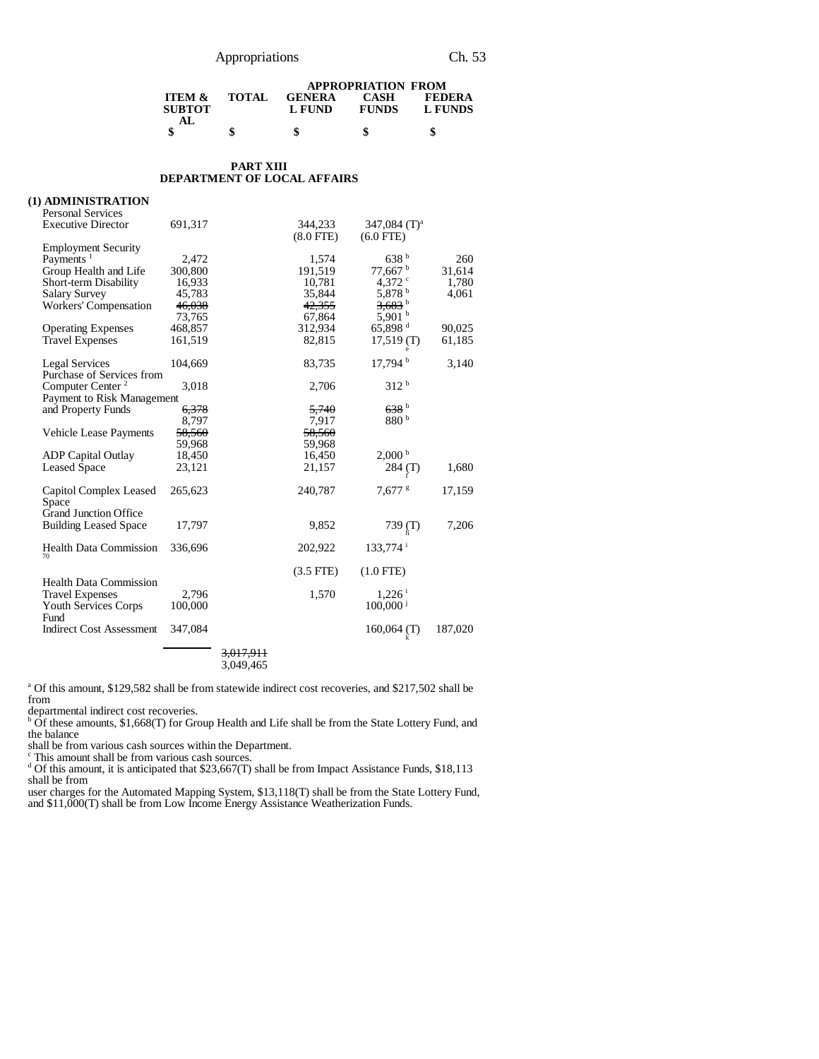| | ITEM & SUBTOTAL | TOTAL | APPROPRIATION FROM GENERAL FUND | CASH FUNDS | FEDERAL FUNDS |
|---|---|---|---|---|---|
| | $ | $ | $ | $ | $ |

## PART XIII
## DEPARTMENT OF LOCAL AFFAIRS

**(1) ADMINISTRATION**

| | ITEM & SUBTOTAL | TOTAL | GENERAL FUND | CASH FUNDS | FEDERAL FUNDS |
|---|---|---|---|---|---|
| Personal Services | | | | | |
| Executive Director | 691,317 | | 344,233 | 347,084 (T)[a] | |
| | | | (8.0 FTE) | (6.0 FTE) | |
| Employment Security Payments [1] | 2,472 | | 1,574 | 638 [b] | 260 |
| Group Health and Life | 300,800 | | 191,519 | 77,667 [b] | 31,614 |
| Short-term Disability | 16,933 | | 10,781 | 4,372 [c] | 1,780 |
| Salary Survey | 45,783 | | 35,844 | 5,878 [b] | 4,061 |
| Workers' Compensation | ~~46,038~~ 73,765 | | ~~42,355~~ 67,864 | ~~3,683~~ [b] 5,901 [b] | |
| Operating Expenses | 468,857 | | 312,934 | 65,898 [d] | 90,025 |
| Travel Expenses | 161,519 | | 82,815 | 17,519 (T) [e] | 61,185 |
| Legal Services | 104,669 | | 83,735 | 17,794 [b] | 3,140 |
| Purchase of Services from Computer Center [2] | 3,018 | | 2,706 | 312 [b] | |
| Payment to Risk Management and Property Funds | ~~6,378~~ 8,797 | | ~~5,740~~ 7,917 | ~~638~~ [b] 880 [b] | |
| Vehicle Lease Payments | ~~58,560~~ 59,968 | | ~~58,560~~ 59,968 | | |
| ADP Capital Outlay | 18,450 | | 16,450 | 2,000 [b] | |
| Leased Space | 23,121 | | 21,157 | 284 (T) [f] | 1,680 |
| Capitol Complex Leased Space | 265,623 | | 240,787 | 7,677 [g] | 17,159 |
| Grand Junction Office Building Leased Space | 17,797 | | 9,852 | 739 (T) [h] | 7,206 |
| Health Data Commission [70] | 336,696 | | 202,922 | 133,774 [i] | |
| | | | (3.5 FTE) | (1.0 FTE) | |
| Health Data Commission Travel Expenses | 2,796 | | 1,570 | 1,226 [i] | |
| Youth Services Corps Fund | 100,000 | | | 100,000 [j] | |
| Indirect Cost Assessment | 347,084 | | | 160,064 (T) [k] | 187,020 |
| | | ~~3,017,911~~ 3,049,465 | | | |

[a] Of this amount, $129,582 shall be from statewide indirect cost recoveries, and $217,502 shall be from departmental indirect cost recoveries.

[b] Of these amounts, $1,668(T) for Group Health and Life shall be from the State Lottery Fund, and the balance shall be from various cash sources within the Department.

[c] This amount shall be from various cash sources.

[d] Of this amount, it is anticipated that $23,667(T) shall be from Impact Assistance Funds, $18,113 shall be from user charges for the Automated Mapping System, $13,118(T) shall be from the State Lottery Fund, and $11,000(T) shall be from Low Income Energy Assistance Weatherization Funds.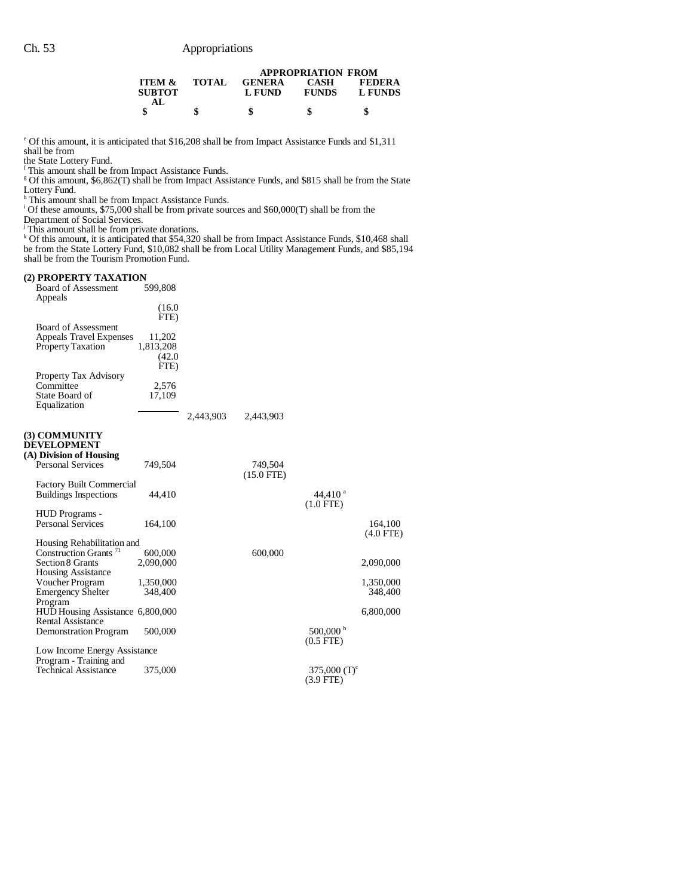| | ITEM & SUBTOTAL | TOTAL | APPROPRIATION FROM GENERAL FUND | CASH FUNDS | FEDERAL FUNDS |
|---|---|---|---|---|---|
| | $ | $ | $ | $ | $ |

[e] Of this amount, it is anticipated that $16,208 shall be from Impact Assistance Funds and $1,311 shall be from the State Lottery Fund.
[f] This amount shall be from Impact Assistance Funds.
[g] Of this amount, $6,862(T) shall be from Impact Assistance Funds, and $815 shall be from the State Lottery Fund.
[h] This amount shall be from Impact Assistance Funds.
[i] Of these amounts, $75,000 shall be from private sources and $60,000(T) shall be from the Department of Social Services.
[j] This amount shall be from private donations.
[k] Of this amount, it is anticipated that $54,320 shall be from Impact Assistance Funds, $10,468 shall be from the State Lottery Fund, $10,082 shall be from Local Utility Management Funds, and $85,194 shall be from the Tourism Promotion Fund.

| | ITEM & SUBTOTAL | TOTAL | GENERAL FUND | CASH FUNDS | FEDERAL FUNDS |
|---|---|---|---|---|---|
| **(2) PROPERTY TAXATION** | | | | | |
| Board of Assessment Appeals | 599,808 (16.0 FTE) | | | | |
| Board of Assessment Appeals Travel Expenses | 11,202 | | | | |
| Property Taxation | 1,813,208 (42.0 FTE) | | | | |
| Property Tax Advisory Committee | 2,576 | | | | |
| State Board of Equalization | 17,109 | | | | |
| | | 2,443,903 | 2,443,903 | | |
| **(3) COMMUNITY DEVELOPMENT** | | | | | |
| **(A) Division of Housing** | | | | | |
| Personal Services | 749,504 | | 749,504 (15.0 FTE) | | |
| Factory Built Commercial Buildings Inspections | 44,410 | | | 44,410 [a] (1.0 FTE) | |
| HUD Programs - Personal Services | 164,100 | | | | 164,100 (4.0 FTE) |
| Housing Rehabilitation and Construction Grants [71] | 600,000 | | 600,000 | | |
| Section 8 Grants | 2,090,000 | | | | 2,090,000 |
| Housing Assistance Voucher Program | 1,350,000 | | | | 1,350,000 |
| Emergency Shelter Program | 348,400 | | | | 348,400 |
| HUD Housing Assistance | 6,800,000 | | | | 6,800,000 |
| Rental Assistance Demonstration Program | 500,000 | | | 500,000 [b] (0.5 FTE) | |
| Low Income Energy Assistance Program - Training and Technical Assistance | 375,000 | | | 375,000 (T)[c] (3.9 FTE) | |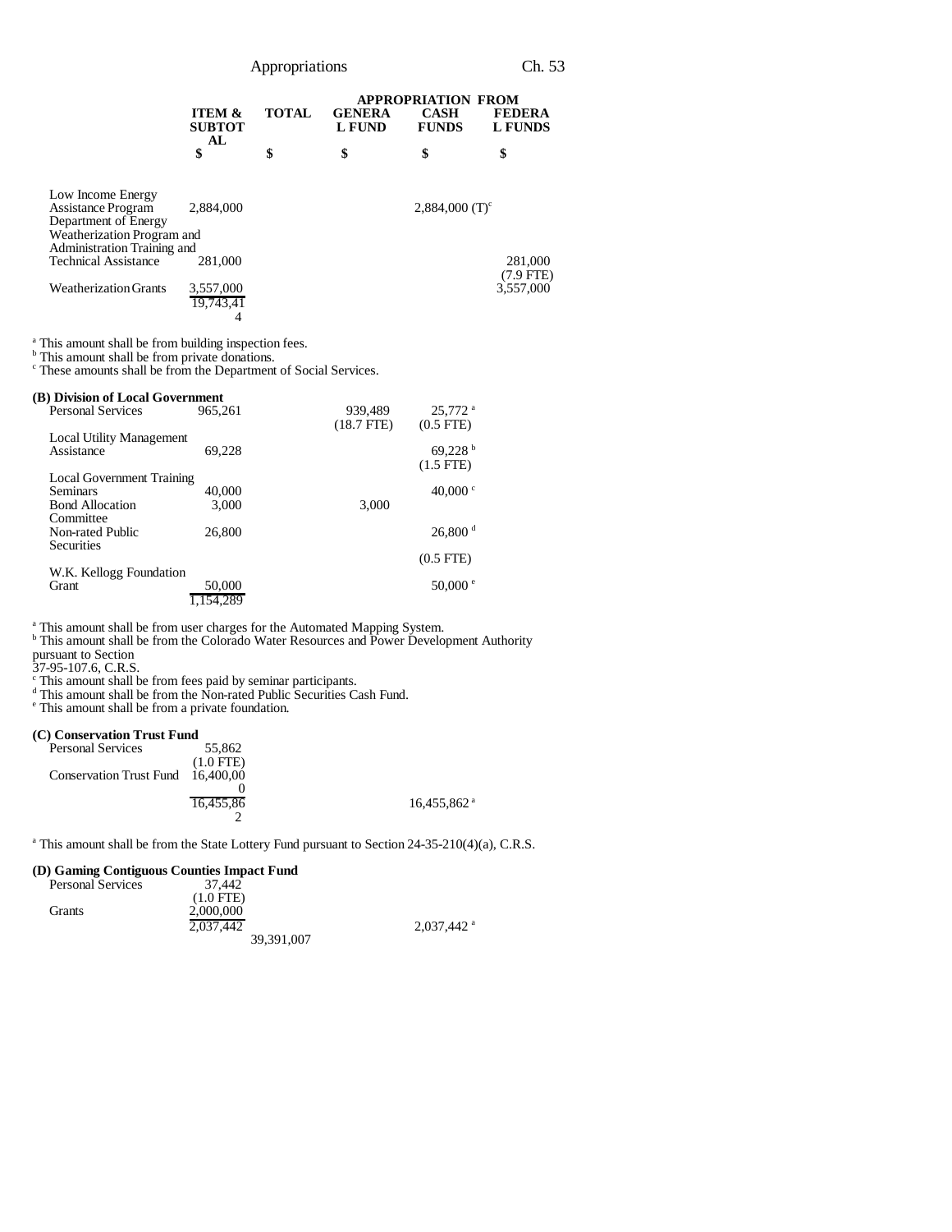| | ITEM & SUBTOTAL | TOTAL | APPROPRIATION FROM GENERAL FUND | CASH FUNDS | FEDERAL FUNDS |
|---|---|---|---|---|---|
| | $ | $ | $ | $ | $ |
| Low Income Energy Assistance Program | 2,884,000 | | | 2,884,000 (T)[c] | |
| Department of Energy Weatherization Program and Administration Training and Technical Assistance | 281,000 | | | | 281,000 (7.9 FTE) |
| Weatherization Grants | 3,557,000 | | | | 3,557,000 |
| | 19,743,414 | | | | |

[a] This amount shall be from building inspection fees.
[b] This amount shall be from private donations.
[c] These amounts shall be from the Department of Social Services.

**(B) Division of Local Government**

| | ITEM & SUBTOTAL | TOTAL | GENERAL FUND | CASH FUNDS | FEDERAL FUNDS |
|---|---|---|---|---|---|
| Personal Services | 965,261 | | 939,489 (18.7 FTE) | 25,772 [a] (0.5 FTE) | |
| Local Utility Management Assistance | 69,228 | | | 69,228 [b] (1.5 FTE) | |
| Local Government Training Seminars | 40,000 | | | 40,000 [c] | |
| Bond Allocation Committee | 3,000 | | 3,000 | | |
| Non-rated Public Securities | 26,800 | | | 26,800 [d] (0.5 FTE) | |
| W.K. Kellogg Foundation Grant | 50,000 | | | 50,000 [e] | |
| | 1,154,289 | | | | |

[a] This amount shall be from user charges for the Automated Mapping System.
[b] This amount shall be from the Colorado Water Resources and Power Development Authority pursuant to Section 37-95-107.6, C.R.S.
[c] This amount shall be from fees paid by seminar participants.
[d] This amount shall be from the Non-rated Public Securities Cash Fund.
[e] This amount shall be from a private foundation.

**(C) Conservation Trust Fund**

| | ITEM & SUBTOTAL | TOTAL | GENERAL FUND | CASH FUNDS | FEDERAL FUNDS |
|---|---|---|---|---|---|
| Personal Services | 55,862 (1.0 FTE) | | | | |
| Conservation Trust Fund | 16,400,000 | | | | |
| | 16,455,862 | | | 16,455,862 [a] | |

[a] This amount shall be from the State Lottery Fund pursuant to Section 24-35-210(4)(a), C.R.S.

**(D) Gaming Contiguous Counties Impact Fund**

| | ITEM & SUBTOTAL | TOTAL | GENERAL FUND | CASH FUNDS | FEDERAL FUNDS |
|---|---|---|---|---|---|
| Personal Services | 37,442 (1.0 FTE) | | | | |
| Grants | 2,000,000 | | | | |
| | 2,037,442 | | | 2,037,442 [a] | |
| | | 39,391,007 | | | |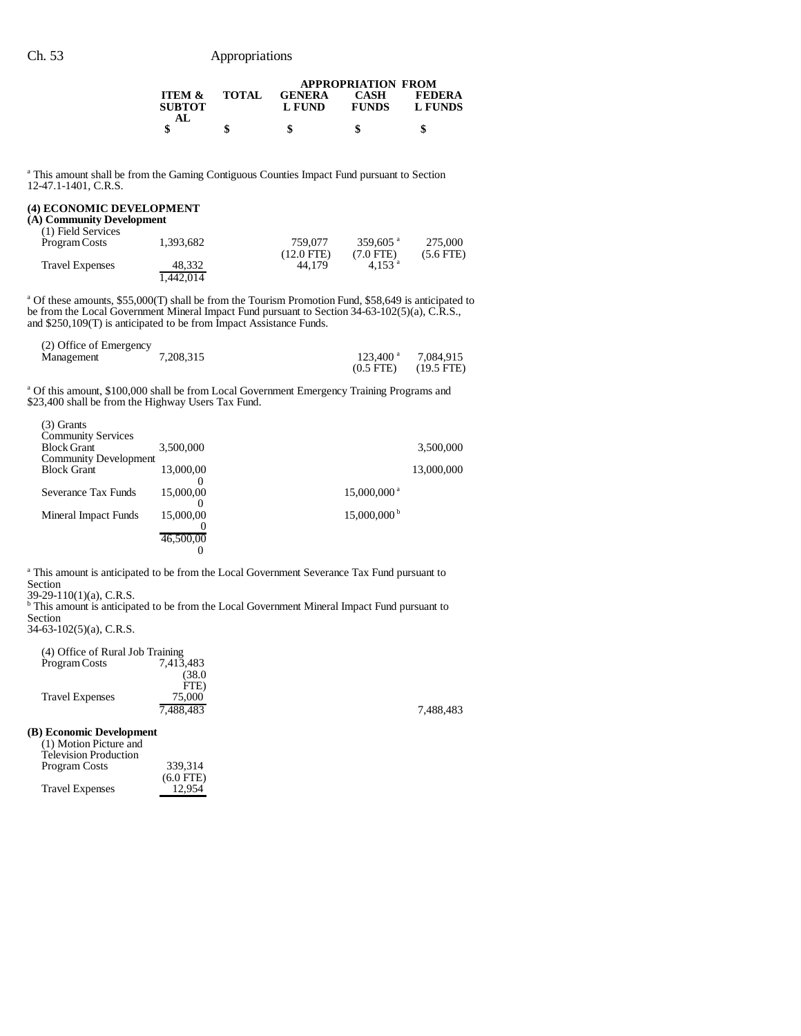| | ITEM & SUBTOTAL | TOTAL | APPROPRIATION FROM GENERAL FUND | CASH FUNDS | FEDERAL FUNDS |
|---|---|---|---|---|---|
| | $ | $ | $ | $ | $ |

[a] This amount shall be from the Gaming Contiguous Counties Impact Fund pursuant to Section 12-47.1-1401, C.R.S.

**(4) ECONOMIC DEVELOPMENT**

**(A) Community Development**

| | ITEM & SUBTOTAL | TOTAL | GENERAL FUND | CASH FUNDS | FEDERAL FUNDS |
|---|---|---|---|---|---|
| (1) Field Services | | | | | |
| Program Costs | 1,393,682 | | 759,077 (12.0 FTE) | 359,605 [a] (7.0 FTE) | 275,000 (5.6 FTE) |
| Travel Expenses | 48,332 | | 44,179 | 4,153 [a] | |
| | 1,442,014 | | | | |

[a] Of these amounts, $55,000(T) shall be from the Tourism Promotion Fund, $58,649 is anticipated to be from the Local Government Mineral Impact Fund pursuant to Section 34-63-102(5)(a), C.R.S., and $250,109(T) is anticipated to be from Impact Assistance Funds.

| | ITEM & SUBTOTAL | TOTAL | GENERAL FUND | CASH FUNDS | FEDERAL FUNDS |
|---|---|---|---|---|---|
| (2) Office of Emergency Management | 7,208,315 | | | 123,400 [a] (0.5 FTE) | 7,084,915 (19.5 FTE) |

[a] Of this amount, $100,000 shall be from Local Government Emergency Training Programs and $23,400 shall be from the Highway Users Tax Fund.

| | ITEM & SUBTOTAL | TOTAL | GENERAL FUND | CASH FUNDS | FEDERAL FUNDS |
|---|---|---|---|---|---|
| (3) Grants | | | | | |
| Community Services Block Grant | 3,500,000 | | | | 3,500,000 |
| Community Development Block Grant | 13,000,000 | | | | 13,000,000 |
| Severance Tax Funds | 15,000,000 | | | 15,000,000 [a] | |
| Mineral Impact Funds | 15,000,000 | | | 15,000,000 [b] | |
| | 46,500,000 | | | | |

[a] This amount is anticipated to be from the Local Government Severance Tax Fund pursuant to Section 39-29-110(1)(a), C.R.S.

[b] This amount is anticipated to be from the Local Government Mineral Impact Fund pursuant to Section 34-63-102(5)(a), C.R.S.

| | ITEM & SUBTOTAL | TOTAL | GENERAL FUND | CASH FUNDS | FEDERAL FUNDS |
|---|---|---|---|---|---|
| (4) Office of Rural Job Training | | | | | |
| Program Costs | 7,413,483 (38.0 FTE) | | | | |
| Travel Expenses | 75,000 | | | | |
| | 7,488,483 | | | | 7,488,483 |

**(B) Economic Development**

| | ITEM & SUBTOTAL | TOTAL | GENERAL FUND | CASH FUNDS | FEDERAL FUNDS |
|---|---|---|---|---|---|
| (1) Motion Picture and Television Production | | | | | |
| Program Costs | 339,314 (6.0 FTE) | | | | |
| Travel Expenses | 12,954 | | | | |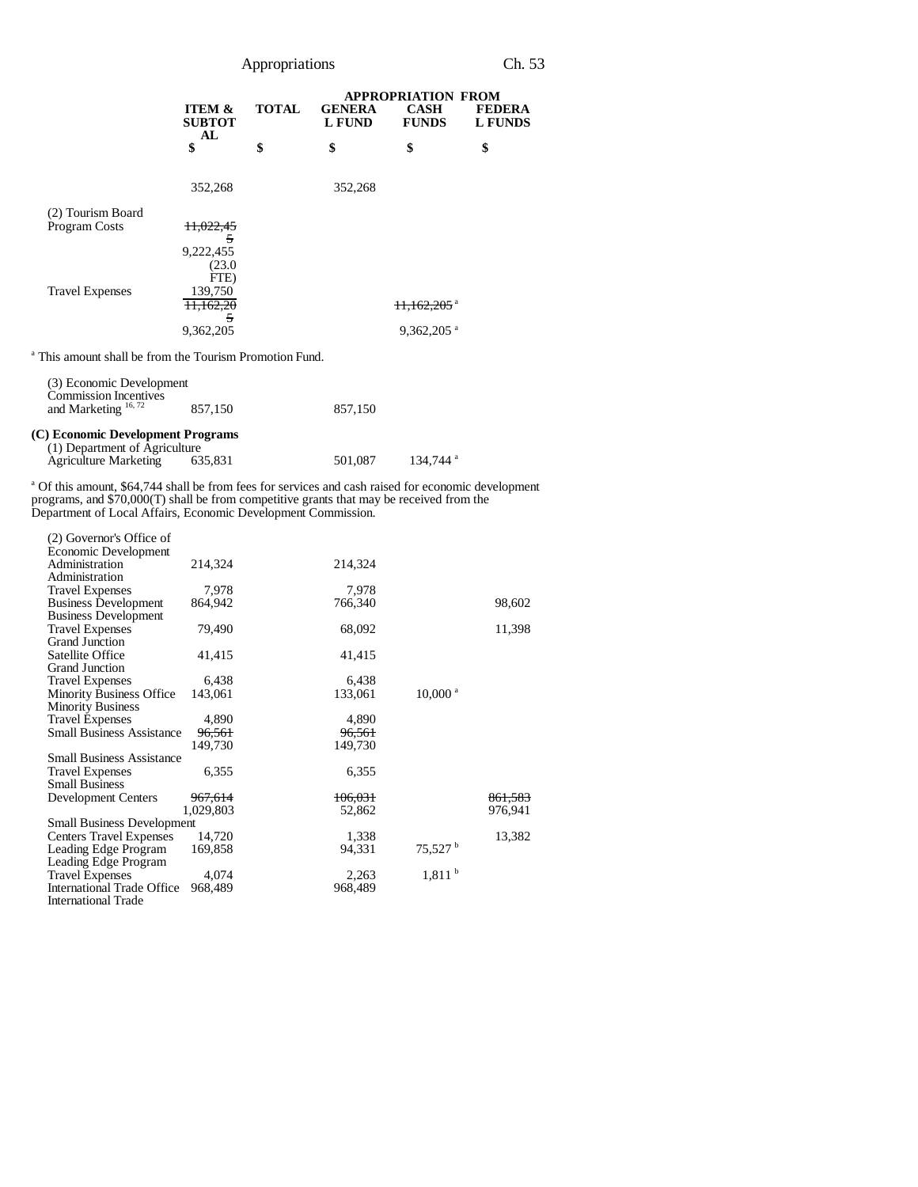| | ITEM & SUBTOTAL | TOTAL | GENERAL FUND | CASH FUNDS | FEDERAL FUNDS |
|---|---|---|---|---|---|
| | | | APPROPRIATION FROM | | |
| | $ | $ | $ | $ | $ |
| | 352,268 | | 352,268 | | |
| (2) Tourism Board | | | | | |
| Program Costs | ~~11,022,455~~ 9,222,455 (23.0 FTE) | | | | |
| Travel Expenses | 139,750 | | | | |
| | ~~11,162,205~~ 9,362,205 | | | ~~11,162,205~~[a] 9,362,205[a] | |

[a] This amount shall be from the Tourism Promotion Fund.

| | ITEM & SUBTOTAL | TOTAL | GENERAL FUND | CASH FUNDS | FEDERAL FUNDS |
|---|---|---|---|---|---|
| (3) Economic Development Commission Incentives and Marketing [16, 72] | 857,150 | | 857,150 | | |
| **(C) Economic Development Programs** | | | | | |
| (1) Department of Agriculture Agriculture Marketing | 635,831 | | 501,087 | 134,744[a] | |

[a] Of this amount, $64,744 shall be from fees for services and cash raised for economic development programs, and $70,000(T) shall be from competitive grants that may be received from the Department of Local Affairs, Economic Development Commission.

| | ITEM & SUBTOTAL | TOTAL | GENERAL FUND | CASH FUNDS | FEDERAL FUNDS |
|---|---|---|---|---|---|
| (2) Governor's Office of Economic Development | | | | | |
| Administration | 214,324 | | 214,324 | | |
| Administration Travel Expenses | 7,978 | | 7,978 | | |
| Business Development | 864,942 | | 766,340 | | 98,602 |
| Business Development Travel Expenses | 79,490 | | 68,092 | | 11,398 |
| Grand Junction Satellite Office | 41,415 | | 41,415 | | |
| Grand Junction Travel Expenses | 6,438 | | 6,438 | | |
| Minority Business Office | 143,061 | | 133,061 | 10,000[a] | |
| Minority Business Travel Expenses | 4,890 | | 4,890 | | |
| Small Business Assistance | ~~96,561~~ 149,730 | | ~~96,561~~ 149,730 | | |
| Small Business Assistance Travel Expenses | 6,355 | | 6,355 | | |
| Small Business Development Centers | ~~967,614~~ 1,029,803 | | ~~106,031~~ 52,862 | | ~~861,583~~ 976,941 |
| Small Business Development Centers Travel Expenses | 14,720 | | 1,338 | | 13,382 |
| Leading Edge Program | 169,858 | | 94,331 | 75,527[b] | |
| Leading Edge Program Travel Expenses | 4,074 | | 2,263 | 1,811[b] | |
| International Trade Office | 968,489 | | 968,489 | | |
| International Trade | | | | | |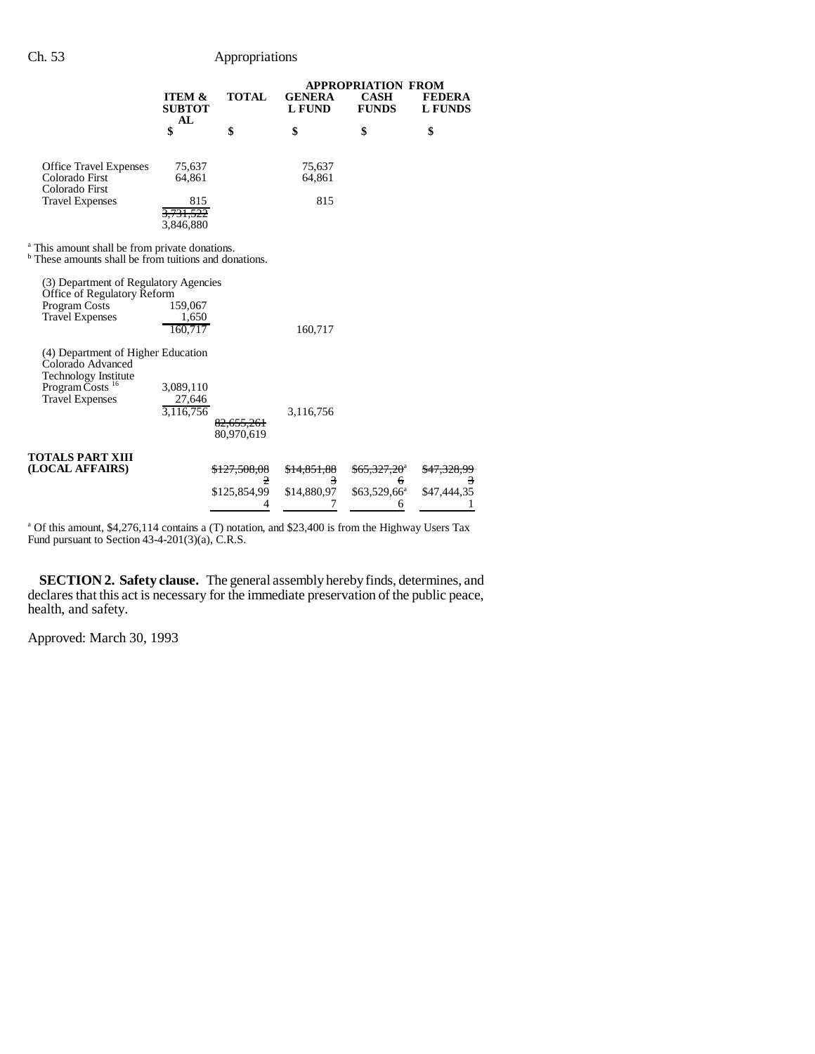| | ITEM & SUBTOTAL | TOTAL | APPROPRIATION FROM GENERAL FUND | CASH FUNDS | FEDERAL FUNDS |
|---|---|---|---|---|---|
| | $ | $ | $ | $ | $ |
| Office Travel Expenses | 75,637 | | 75,637 | | |
| Colorado First | 64,861 | | 64,861 | | |
| Colorado First Travel Expenses | 815 | | 815 | | |
| | ~~3,731,522~~ 3,846,880 | | | | |

[a] This amount shall be from private donations.
[b] These amounts shall be from tuitions and donations.

| | ITEM & SUBTOTAL | TOTAL | GENERAL FUND | CASH FUNDS | FEDERAL FUNDS |
|---|---|---|---|---|---|
| (3) Department of Regulatory Agencies | | | | | |
| Office of Regulatory Reform | | | | | |
| Program Costs | 159,067 | | | | |
| Travel Expenses | 1,650 | | | | |
| | 160,717 | | 160,717 | | |
| (4) Department of Higher Education | | | | | |
| Colorado Advanced Technology Institute | | | | | |
| Program Costs [16] | 3,089,110 | | | | |
| Travel Expenses | 27,646 | | | | |
| | 3,116,756 | | 3,116,756 | | |
| | | ~~82,655,261~~ 80,970,619 | | | |
| **TOTALS PART XIII (LOCAL AFFAIRS)** | | ~~$127,508,082~~ $125,854,994 | ~~$14,851,883~~ $14,880,977 | ~~$65,327,206~~[a] $63,529,666[a] | ~~$47,328,993~~ $47,444,351 |

[a] Of this amount, $4,276,114 contains a (T) notation, and $23,400 is from the Highway Users Tax Fund pursuant to Section 43-4-201(3)(a), C.R.S.

**SECTION 2. Safety clause.** The general assembly hereby finds, determines, and declares that this act is necessary for the immediate preservation of the public peace, health, and safety.

Approved: March 30, 1993